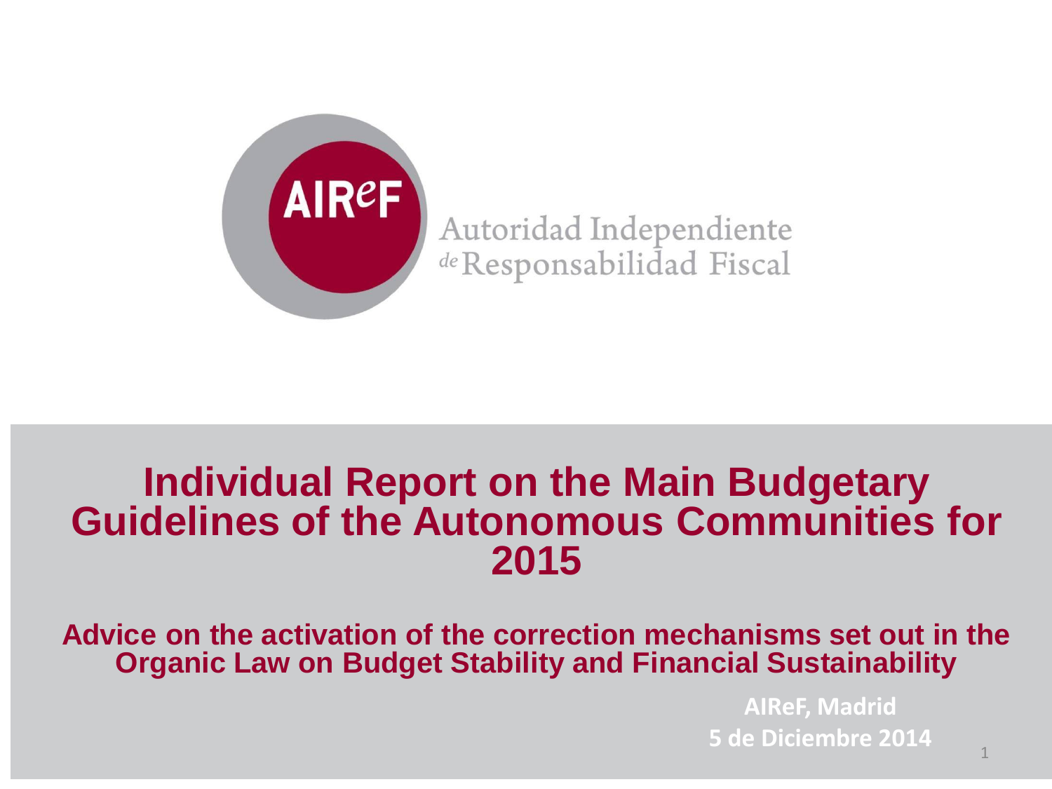AIReF

Autoridad Independiente de Responsabilidad Fiscal

# Individual Report on the Main Budgetary Guidelines of the Autonomous Communities for 2015

## Advice on the activation of the correction mechanisms set out in the Organic Law on Budget Stability and Financial Sustainability

**AIReF, Madrid**

**5 de Diciembre 2014**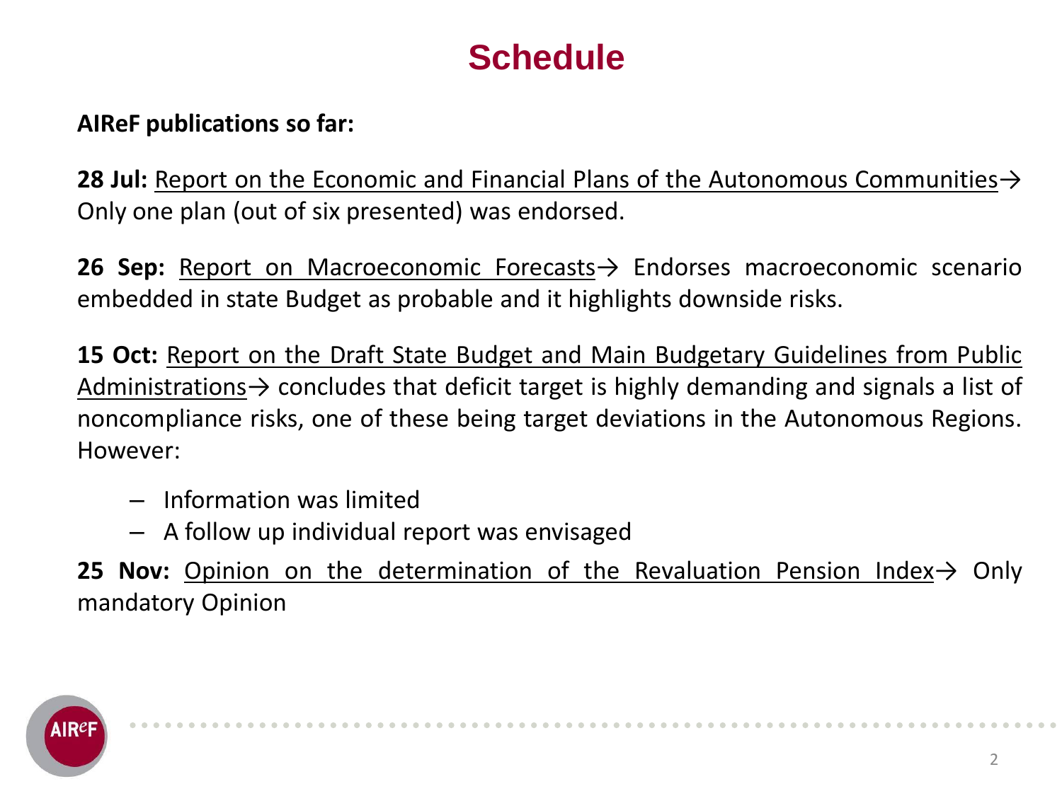# Schedule

**AIReF publications so far:**

**28 Jul:** <u>Report on the Economic and Financial Plans of the Autonomous Communities</u>→ Only one plan (out of six presented) was endorsed.

**26 Sep:** <u>Report on Macroeconomic Forecasts</u>→ Endorses macroeconomic scenario embedded in state Budget as probable and it highlights downside risks.

**15 Oct:** <u>Report on the Draft State Budget and Main Budgetary Guidelines from Public Administrations</u>→ concludes that deficit target is highly demanding and signals a list of noncompliance risks, one of these being target deviations in the Autonomous Regions. However:

- Information was limited
- A follow up individual report was envisaged

**25 Nov:** <u>Opinion on the determination of the Revaluation Pension Index</u>→ Only mandatory Opinion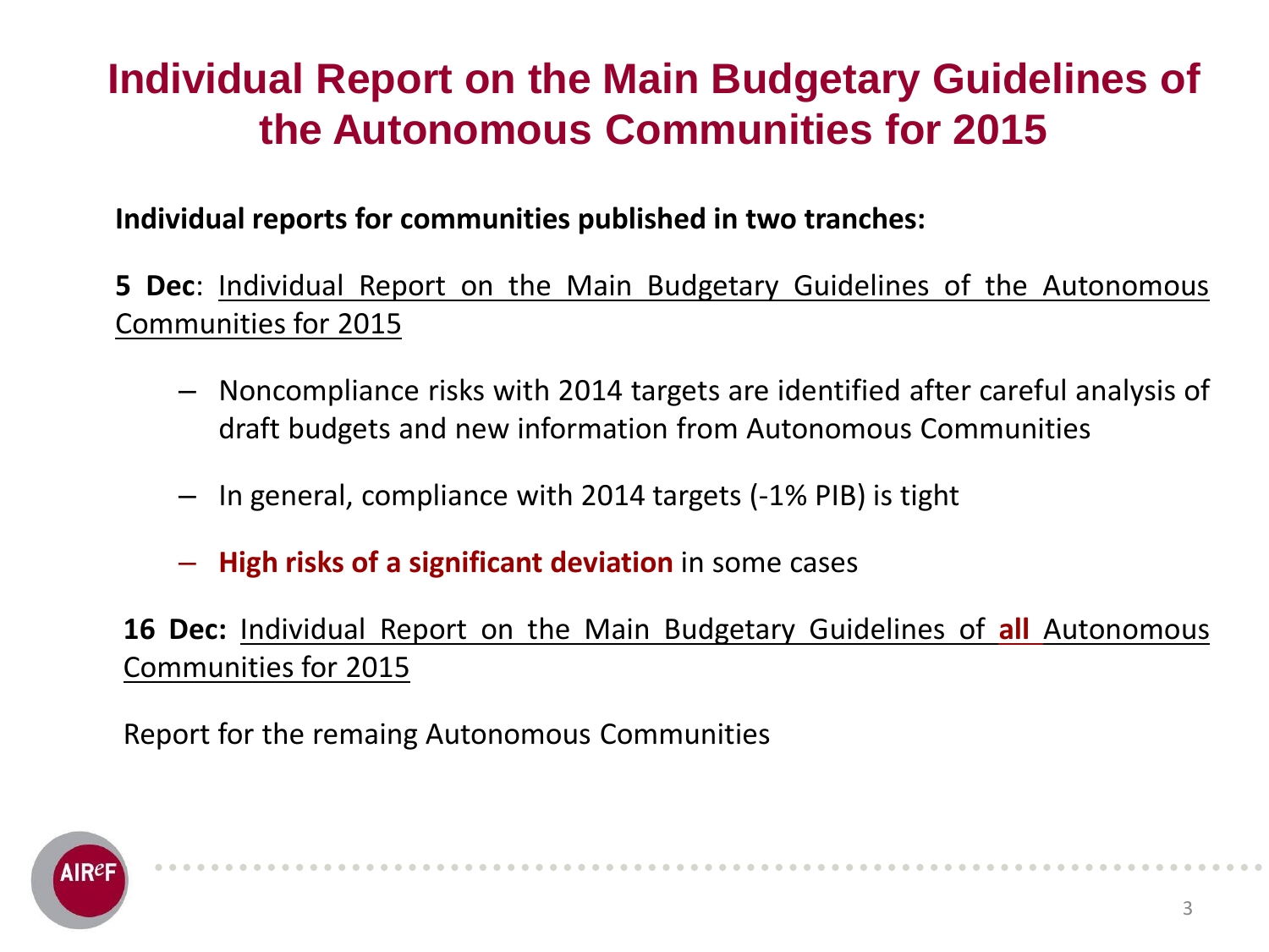# Individual Report on the Main Budgetary Guidelines of the Autonomous Communities for 2015

**Individual reports for communities published in two tranches:**

**5 Dec**: Individual Report on the Main Budgetary Guidelines of the Autonomous Communities for 2015

- Noncompliance risks with 2014 targets are identified after careful analysis of draft budgets and new information from Autonomous Communities
- In general, compliance with 2014 targets (-1% PIB) is tight
- **High risks of a significant deviation** in some cases

**16 Dec:** Individual Report on the Main Budgetary Guidelines of **all** Autonomous Communities for 2015

Report for the remaing Autonomous Communities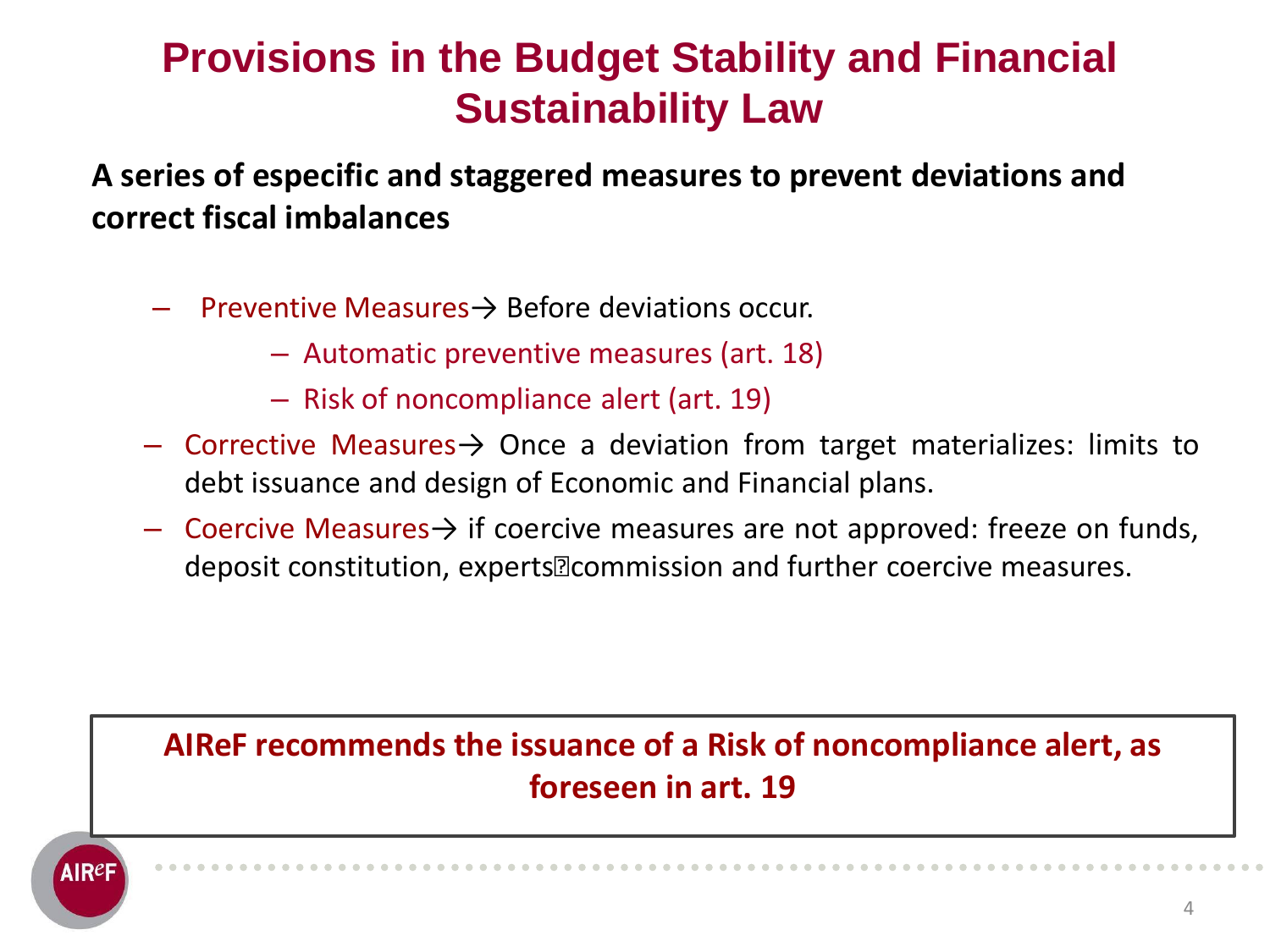# Provisions in the Budget Stability and Financial Sustainability Law

**A series of especific and staggered measures to prevent deviations and correct fiscal imbalances**

- Preventive Measures→ Before deviations occur.
  - Automatic preventive measures (art. 18)
  - Risk of noncompliance alert (art. 19)
- Corrective Measures→ Once a deviation from target materializes: limits to debt issuance and design of Economic and Financial plans.
- Coercive Measures→ if coercive measures are not approved: freeze on funds, deposit constitution, experts' commission and further coercive measures.

**AIReF recommends the issuance of a Risk of noncompliance alert, as foreseen in art. 19**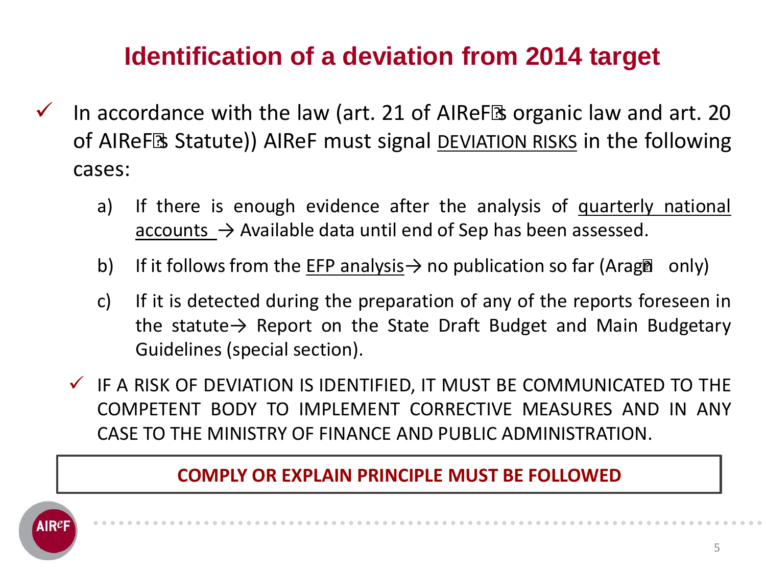# Identification of a deviation from 2014 target

- In accordance with the law (art. 21 of AIReF's organic law and art. 20 of AIReF's Statute)) AIReF must signal DEVIATION RISKS in the following cases:

  a) If there is enough evidence after the analysis of quarterly national accounts → Available data until end of Sep has been assessed.

  b) If it follows from the EFP analysis→ no publication so far (Aragón only)

  c) If it is detected during the preparation of any of the reports foreseen in the statute→ Report on the State Draft Budget and Main Budgetary Guidelines (special section).

- IF A RISK OF DEVIATION IS IDENTIFIED, IT MUST BE COMMUNICATED TO THE COMPETENT BODY TO IMPLEMENT CORRECTIVE MEASURES AND IN ANY CASE TO THE MINISTRY OF FINANCE AND PUBLIC ADMINISTRATION.

**COMPLY OR EXPLAIN PRINCIPLE MUST BE FOLLOWED**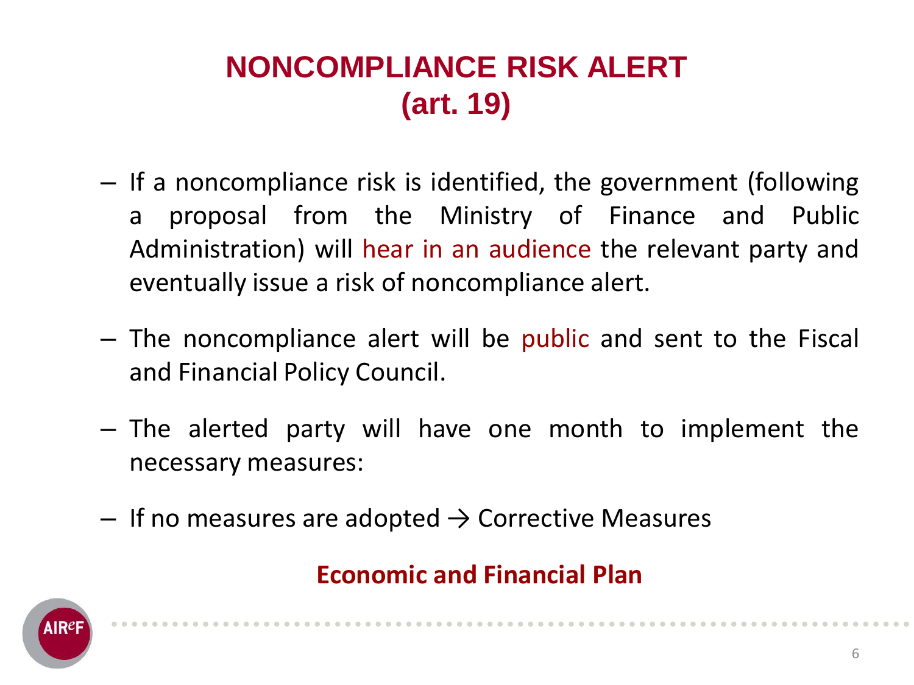# NONCOMPLIANCE RISK ALERT (art. 19)

- If a noncompliance risk is identified, the government (following a proposal from the Ministry of Finance and Public Administration) will hear in an audience the relevant party and eventually issue a risk of noncompliance alert.
- The noncompliance alert will be public and sent to the Fiscal and Financial Policy Council.
- The alerted party will have one month to implement the necessary measures:
- If no measures are adopted → Corrective Measures

**Economic and Financial Plan**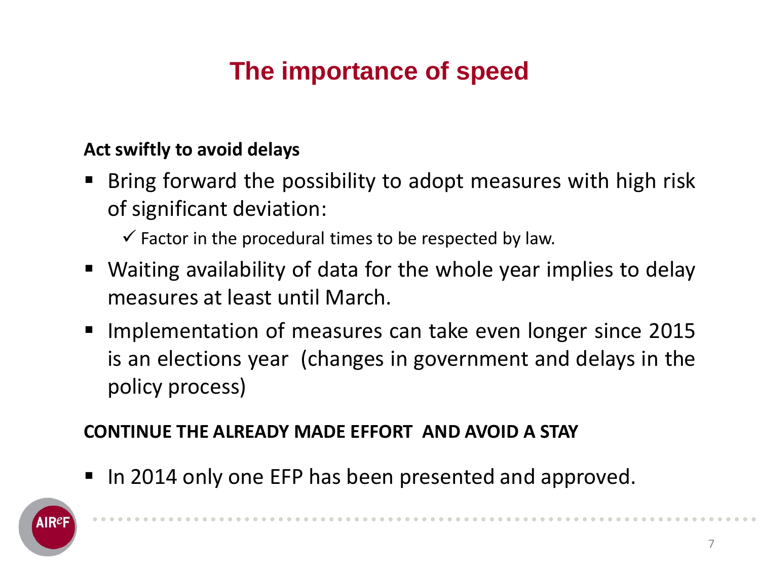# The importance of speed

**Act swiftly to avoid delays**

- Bring forward the possibility to adopt measures with high risk of significant deviation:
  - ✓ Factor in the procedural times to be respected by law.
- Waiting availability of data for the whole year implies to delay measures at least until March.
- Implementation of measures can take even longer since 2015 is an elections year (changes in government and delays in the policy process)

**CONTINUE THE ALREADY MADE EFFORT AND AVOID A STAY**

- In 2014 only one EFP has been presented and approved.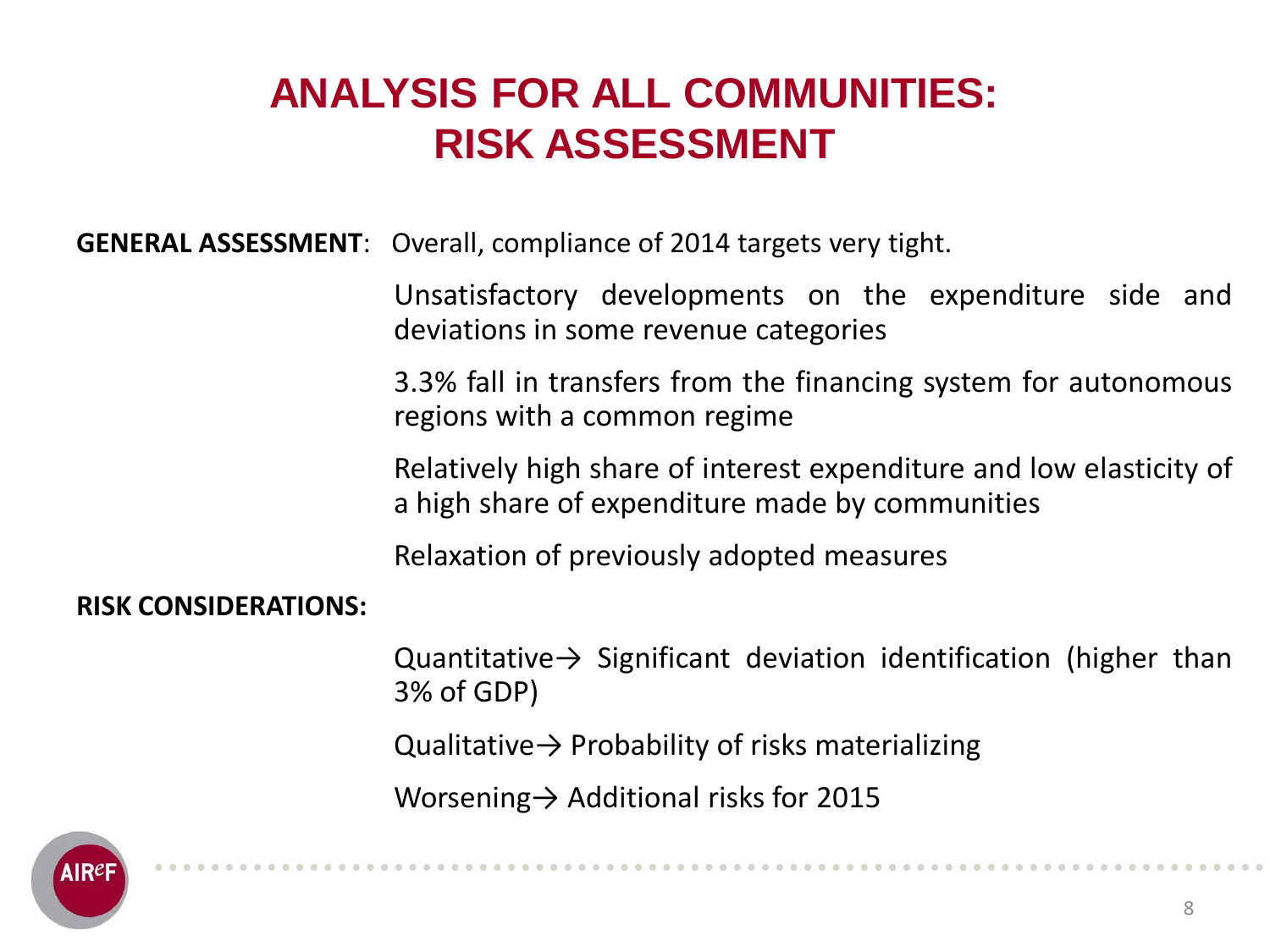# ANALYSIS FOR ALL COMMUNITIES: RISK ASSESSMENT

**GENERAL ASSESSMENT**: Overall, compliance of 2014 targets very tight.

Unsatisfactory developments on the expenditure side and deviations in some revenue categories

3.3% fall in transfers from the financing system for autonomous regions with a common regime

Relatively high share of interest expenditure and low elasticity of a high share of expenditure made by communities

Relaxation of previously adopted measures

**RISK CONSIDERATIONS:**

Quantitative→ Significant deviation identification (higher than 3% of GDP)

Qualitative→ Probability of risks materializing

Worsening→ Additional risks for 2015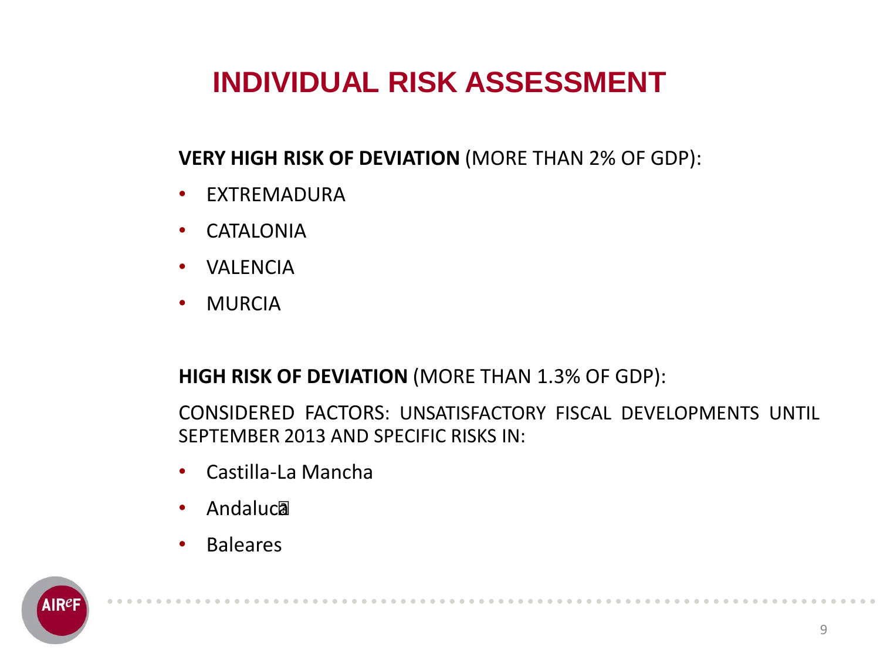# INDIVIDUAL RISK ASSESSMENT

**VERY HIGH RISK OF DEVIATION** (MORE THAN 2% OF GDP):

- EXTREMADURA
- CATALONIA
- VALENCIA
- MURCIA

**HIGH RISK OF DEVIATION** (MORE THAN 1.3% OF GDP):

CONSIDERED FACTORS: UNSATISFACTORY FISCAL DEVELOPMENTS UNTIL SEPTEMBER 2013 AND SPECIFIC RISKS IN:

- Castilla-La Mancha
- Andaluca
- Baleares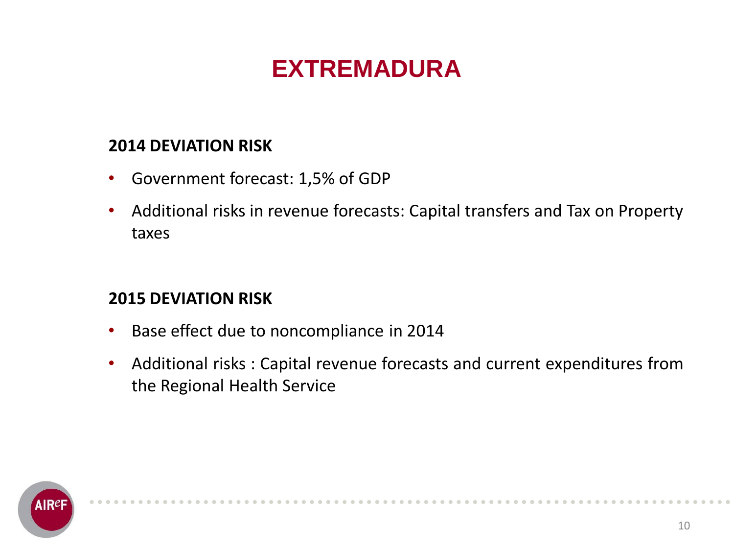# EXTREMADURA

**2014 DEVIATION RISK**

- Government forecast: 1,5% of GDP
- Additional risks in revenue forecasts: Capital transfers and Tax on Property taxes

**2015 DEVIATION RISK**

- Base effect due to noncompliance in 2014
- Additional risks : Capital revenue forecasts and current expenditures from the Regional Health Service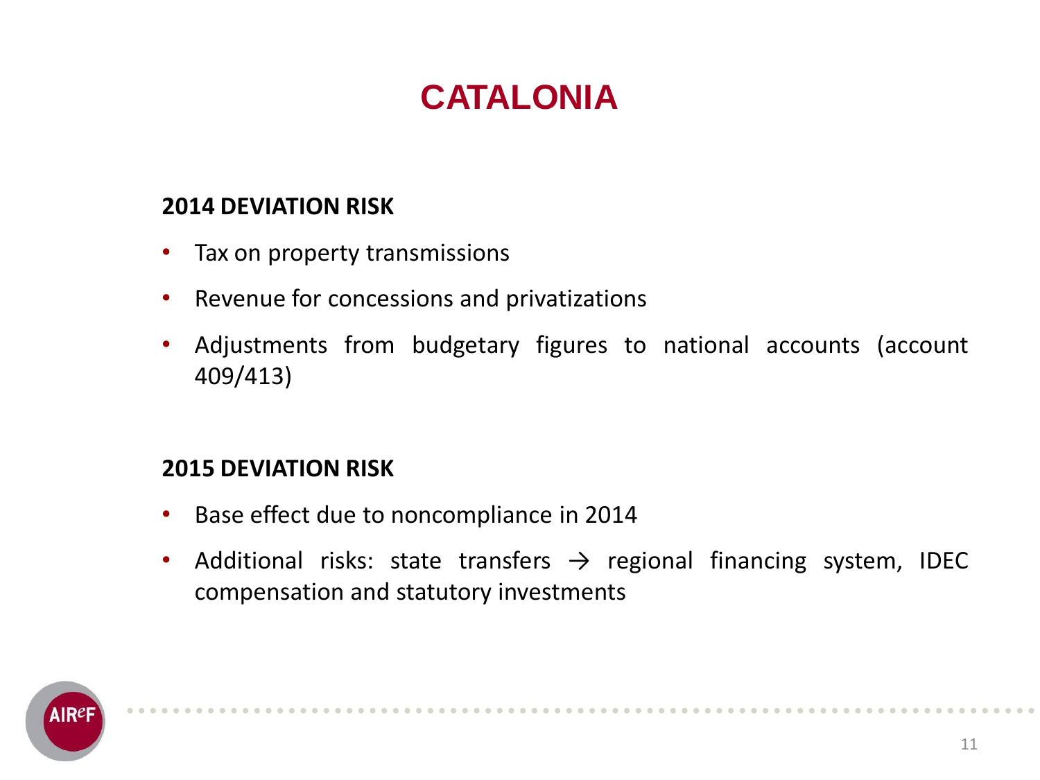# CATALONIA

**2014 DEVIATION RISK**

- Tax on property transmissions
- Revenue for concessions and privatizations
- Adjustments from budgetary figures to national accounts (account 409/413)

**2015 DEVIATION RISK**

- Base effect due to noncompliance in 2014
- Additional risks: state transfers → regional financing system, IDEC compensation and statutory investments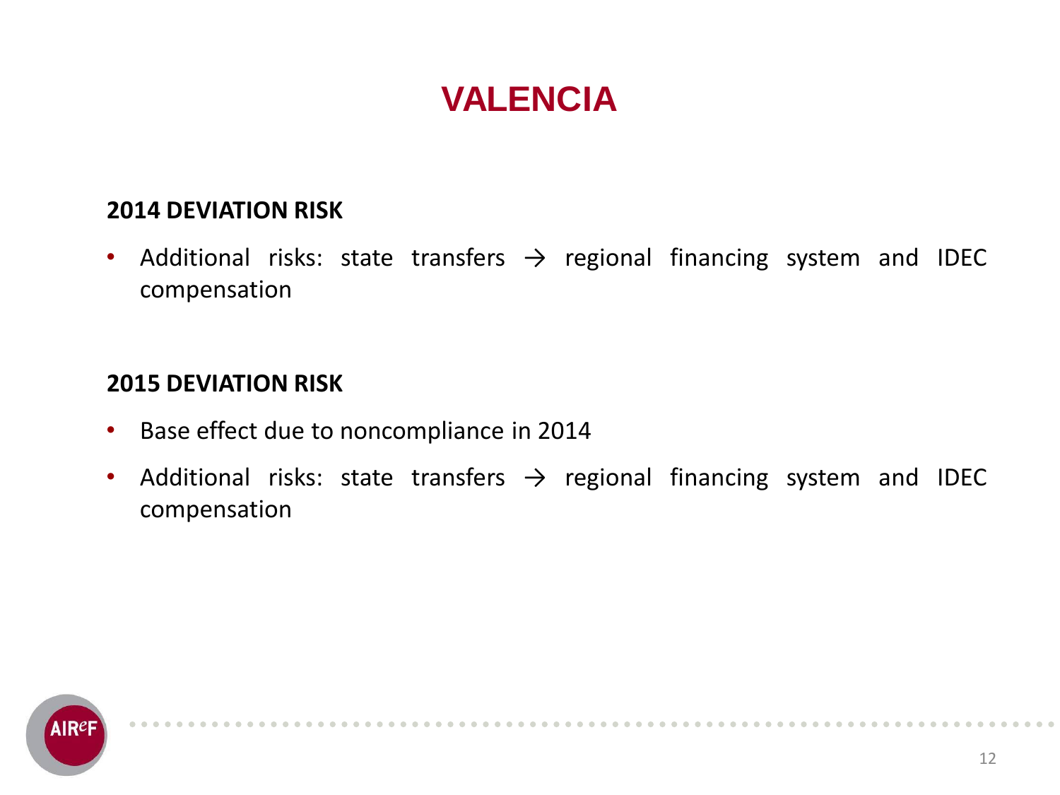# VALENCIA

**2014 DEVIATION RISK**

- Additional risks: state transfers → regional financing system and IDEC compensation

**2015 DEVIATION RISK**

- Base effect due to noncompliance in 2014
- Additional risks: state transfers → regional financing system and IDEC compensation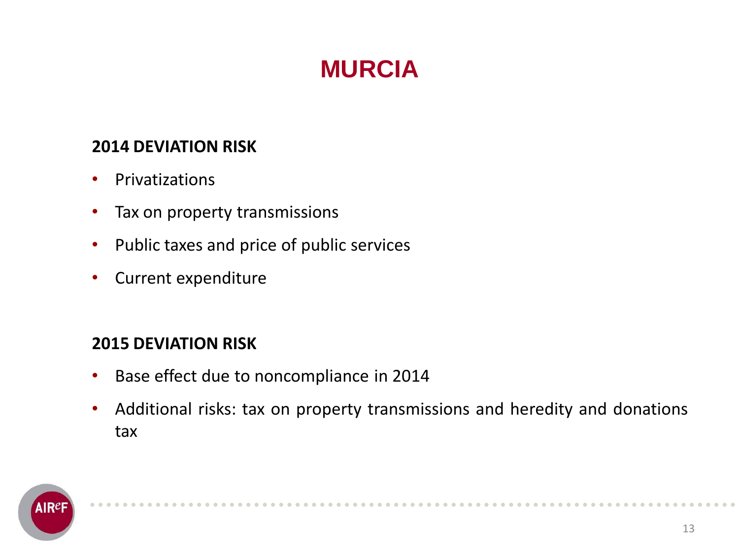# MURCIA

### 2014 DEVIATION RISK

- Privatizations
- Tax on property transmissions
- Public taxes and price of public services
- Current expenditure

### 2015 DEVIATION RISK

- Base effect due to noncompliance in 2014
- Additional risks: tax on property transmissions and heredity and donations tax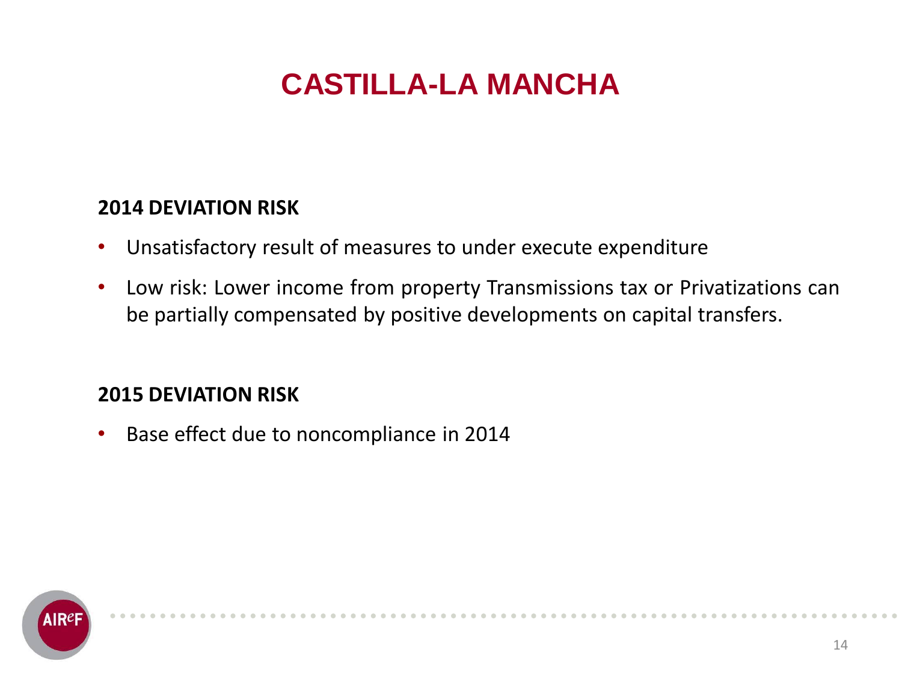# CASTILLA-LA MANCHA

**2014 DEVIATION RISK**

- Unsatisfactory result of measures to under execute expenditure
- Low risk: Lower income from property Transmissions tax or Privatizations can be partially compensated by positive developments on capital transfers.

**2015 DEVIATION RISK**

- Base effect due to noncompliance in 2014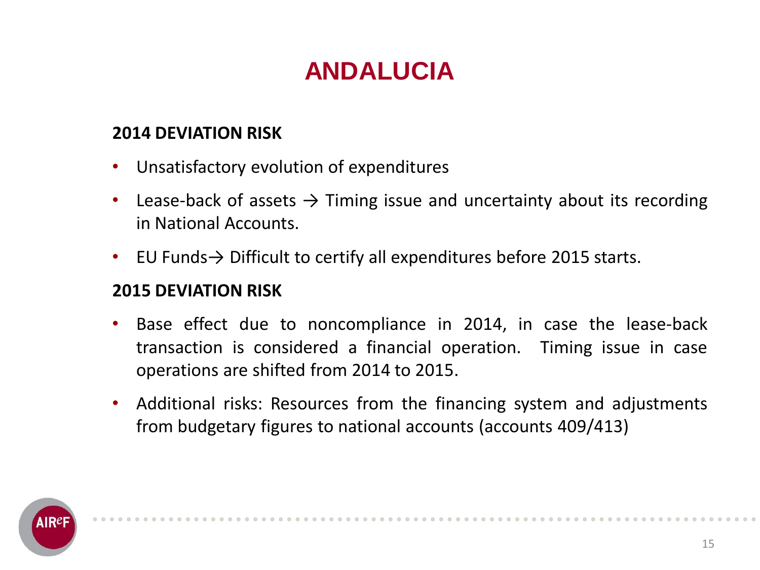# ANDALUCIA

**2014 DEVIATION RISK**

- Unsatisfactory evolution of expenditures
- Lease-back of assets → Timing issue and uncertainty about its recording in National Accounts.
- EU Funds→ Difficult to certify all expenditures before 2015 starts.

**2015 DEVIATION RISK**

- Base effect due to noncompliance in 2014, in case the lease-back transaction is considered a financial operation. Timing issue in case operations are shifted from 2014 to 2015.
- Additional risks: Resources from the financing system and adjustments from budgetary figures to national accounts (accounts 409/413)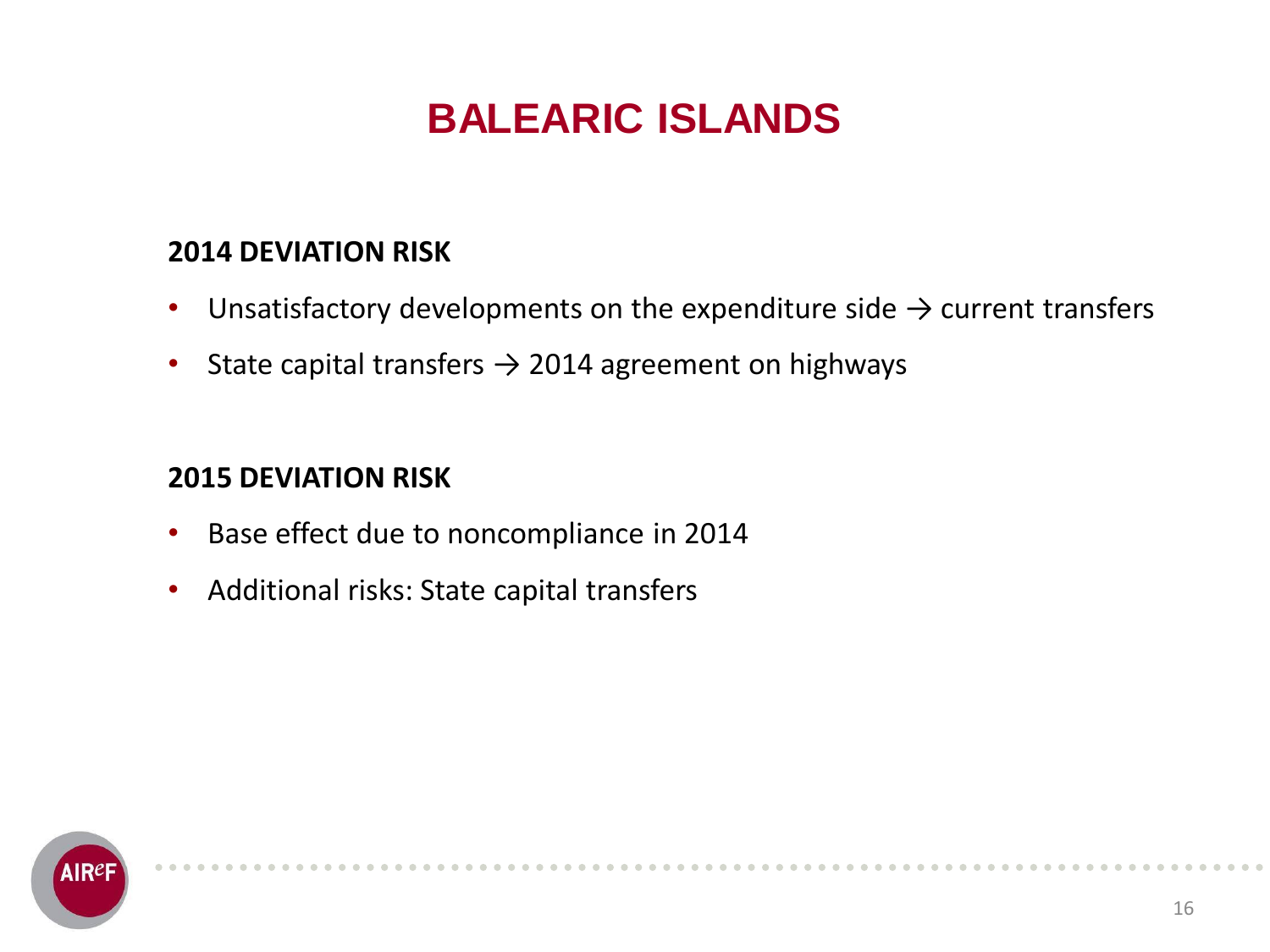# BALEARIC ISLANDS

**2014 DEVIATION RISK**

- Unsatisfactory developments on the expenditure side → current transfers
- State capital transfers → 2014 agreement on highways

**2015 DEVIATION RISK**

- Base effect due to noncompliance in 2014
- Additional risks: State capital transfers